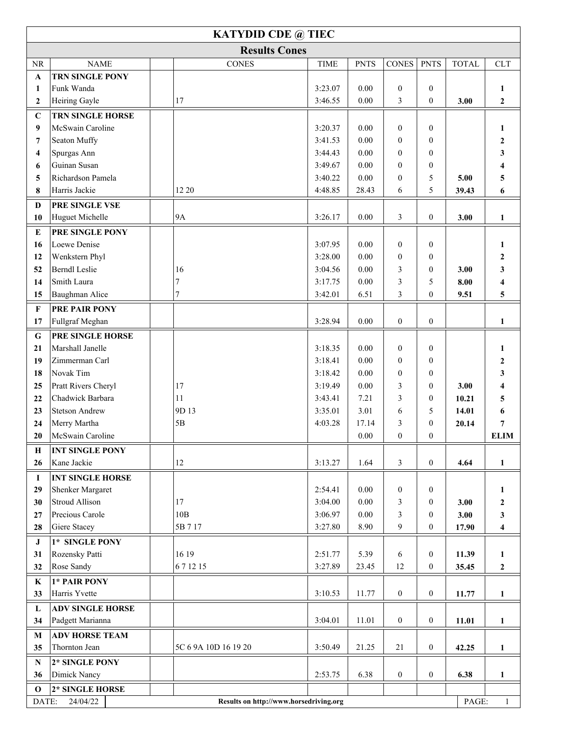# KATYDID CDE @ TIEC

## Results Cones

| NR | NAME | | CONES | TIME | PNTS | CONES | PNTS | TOTAL | CLT |
|---|---|---|---|---|---|---|---|---|---|
| **A** | **TRN SINGLE PONY** | | | | | | | | |
| **1** | Funk Wanda | | | 3:23.07 | 0.00 | 0 | 0 | | **1** |
| **2** | Heiring Gayle | | 17 | 3:46.55 | 0.00 | 3 | 0 | **3.00** | **2** |
| **C** | **TRN SINGLE HORSE** | | | | | | | | |
| **9** | McSwain Caroline | | | 3:20.37 | 0.00 | 0 | 0 | | **1** |
| **7** | Seaton Muffy | | | 3:41.53 | 0.00 | 0 | 0 | | **2** |
| **4** | Spurgas Ann | | | 3:44.43 | 0.00 | 0 | 0 | | **3** |
| **6** | Guinan Susan | | | 3:49.67 | 0.00 | 0 | 0 | | **4** |
| **5** | Richardson Pamela | | | 3:40.22 | 0.00 | 0 | 5 | **5.00** | **5** |
| **8** | Harris Jackie | | 12 20 | 4:48.85 | 28.43 | 6 | 5 | **39.43** | **6** |
| **D** | **PRE SINGLE VSE** | | | | | | | | |
| **10** | Huguet Michelle | | 9A | 3:26.17 | 0.00 | 3 | 0 | **3.00** | **1** |
| **E** | **PRE SINGLE PONY** | | | | | | | | |
| **16** | Loewe Denise | | | 3:07.95 | 0.00 | 0 | 0 | | **1** |
| **12** | Wenkstern Phyl | | | 3:28.00 | 0.00 | 0 | 0 | | **2** |
| **52** | Berndl Leslie | | 16 | 3:04.56 | 0.00 | 3 | 0 | **3.00** | **3** |
| **14** | Smith Laura | | 7 | 3:17.75 | 0.00 | 3 | 5 | **8.00** | **4** |
| **15** | Baughman Alice | | 7 | 3:42.01 | 6.51 | 3 | 0 | **9.51** | **5** |
| **F** | **PRE PAIR PONY** | | | | | | | | |
| **17** | Fullgraf Meghan | | | 3:28.94 | 0.00 | 0 | 0 | | **1** |
| **G** | **PRE SINGLE HORSE** | | | | | | | | |
| **21** | Marshall Janelle | | | 3:18.35 | 0.00 | 0 | 0 | | **1** |
| **19** | Zimmerman Carl | | | 3:18.41 | 0.00 | 0 | 0 | | **2** |
| **18** | Novak Tim | | | 3:18.42 | 0.00 | 0 | 0 | | **3** |
| **25** | Pratt Rivers Cheryl | | 17 | 3:19.49 | 0.00 | 3 | 0 | **3.00** | **4** |
| **22** | Chadwick Barbara | | 11 | 3:43.41 | 7.21 | 3 | 0 | **10.21** | **5** |
| **23** | Stetson Andrew | | 9D 13 | 3:35.01 | 3.01 | 6 | 5 | **14.01** | **6** |
| **24** | Merry Martha | | 5B | 4:03.28 | 17.14 | 3 | 0 | **20.14** | **7** |
| **20** | McSwain Caroline | | | | 0.00 | 0 | 0 | | **ELIM** |
| **H** | **INT SINGLE PONY** | | | | | | | | |
| **26** | Kane Jackie | | 12 | 3:13.27 | 1.64 | 3 | 0 | **4.64** | **1** |
| **I** | **INT SINGLE HORSE** | | | | | | | | |
| **29** | Shenker Margaret | | | 2:54.41 | 0.00 | 0 | 0 | | **1** |
| **30** | Stroud Allison | | 17 | 3:04.00 | 0.00 | 3 | 0 | **3.00** | **2** |
| **27** | Precious Carole | | 10B | 3:06.97 | 0.00 | 3 | 0 | **3.00** | **3** |
| **28** | Giere Stacey | | 5B 7 17 | 3:27.80 | 8.90 | 9 | 0 | **17.90** | **4** |
| **J** | **1* SINGLE PONY** | | | | | | | | |
| **31** | Rozensky Patti | | 16 19 | 2:51.77 | 5.39 | 6 | 0 | **11.39** | **1** |
| **32** | Rose Sandy | | 6 7 12 15 | 3:27.89 | 23.45 | 12 | 0 | **35.45** | **2** |
| **K** | **1* PAIR PONY** | | | | | | | | |
| **33** | Harris Yvette | | | 3:10.53 | 11.77 | 0 | 0 | **11.77** | **1** |
| **L** | **ADV SINGLE HORSE** | | | | | | | | |
| **34** | Padgett Marianna | | | 3:04.01 | 11.01 | 0 | 0 | **11.01** | **1** |
| **M** | **ADV HORSE TEAM** | | | | | | | | |
| **35** | Thornton Jean | | 5C 6 9A 10D 16 19 20 | 3:50.49 | 21.25 | 21 | 0 | **42.25** | **1** |
| **N** | **2* SINGLE PONY** | | | | | | | | |
| **36** | Dimick Nancy | | | 2:53.75 | 6.38 | 0 | 0 | **6.38** | **1** |
| **O** | **2* SINGLE HORSE** | | | | | | | | |

DATE: 24/04/22 — **Results on http://www.horsedriving.org**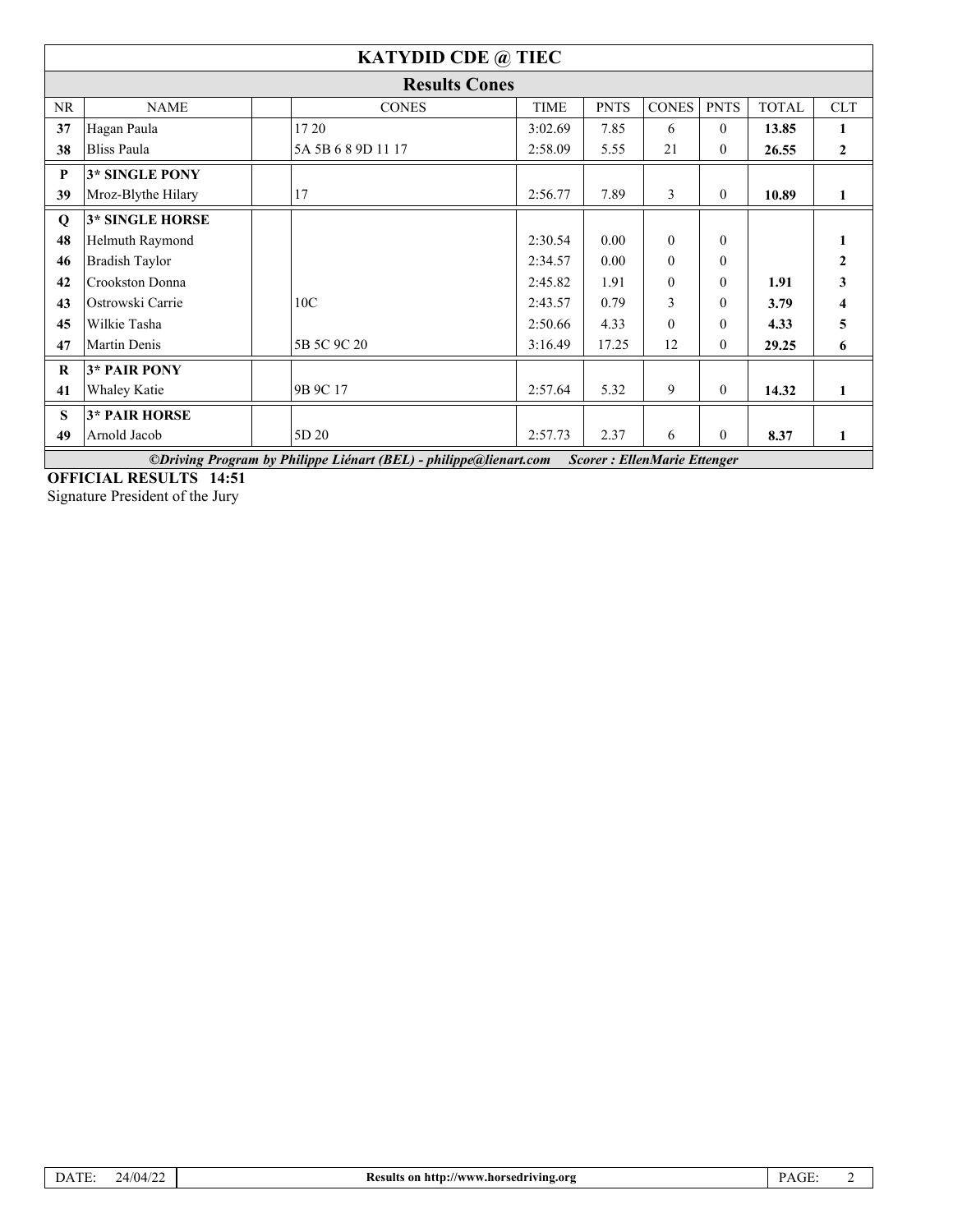# KATYDID CDE @ TIEC

## Results Cones

| NR | NAME | | CONES | TIME | PNTS | CONES | PNTS | TOTAL | CLT |
|---|---|---|---|---|---|---|---|---|---|
| 37 | Hagan Paula | | 17 20 | 3:02.69 | 7.85 | 6 | 0 | **13.85** | **1** |
| 38 | Bliss Paula | | 5A 5B 6 8 9D 11 17 | 2:58.09 | 5.55 | 21 | 0 | **26.55** | **2** |
| **P** | **3* SINGLE PONY** | | | | | | | | |
| 39 | Mroz-Blythe Hilary | | 17 | 2:56.77 | 7.89 | 3 | 0 | **10.89** | **1** |
| **Q** | **3* SINGLE HORSE** | | | | | | | | |
| 48 | Helmuth Raymond | | | 2:30.54 | 0.00 | 0 | 0 | | **1** |
| 46 | Bradish Taylor | | | 2:34.57 | 0.00 | 0 | 0 | | **2** |
| 42 | Crookston Donna | | | 2:45.82 | 1.91 | 0 | 0 | **1.91** | **3** |
| 43 | Ostrowski Carrie | | 10C | 2:43.57 | 0.79 | 3 | 0 | **3.79** | **4** |
| 45 | Wilkie Tasha | | | 2:50.66 | 4.33 | 0 | 0 | **4.33** | **5** |
| 47 | Martin Denis | | 5B 5C 9C 20 | 3:16.49 | 17.25 | 12 | 0 | **29.25** | **6** |
| **R** | **3* PAIR PONY** | | | | | | | | |
| 41 | Whaley Katie | | 9B 9C 17 | 2:57.64 | 5.32 | 9 | 0 | **14.32** | **1** |
| **S** | **3* PAIR HORSE** | | | | | | | | |
| 49 | Arnold Jacob | | 5D 20 | 2:57.73 | 2.37 | 6 | 0 | **8.37** | **1** |

*©Driving Program by Philippe Liénart (BEL) - philippe@lienart.com Scorer : EllenMarie Ettenger*

**OFFICIAL RESULTS 14:51**

Signature President of the Jury

DATE: 24/04/22 **Results on http://www.horsedriving.org**